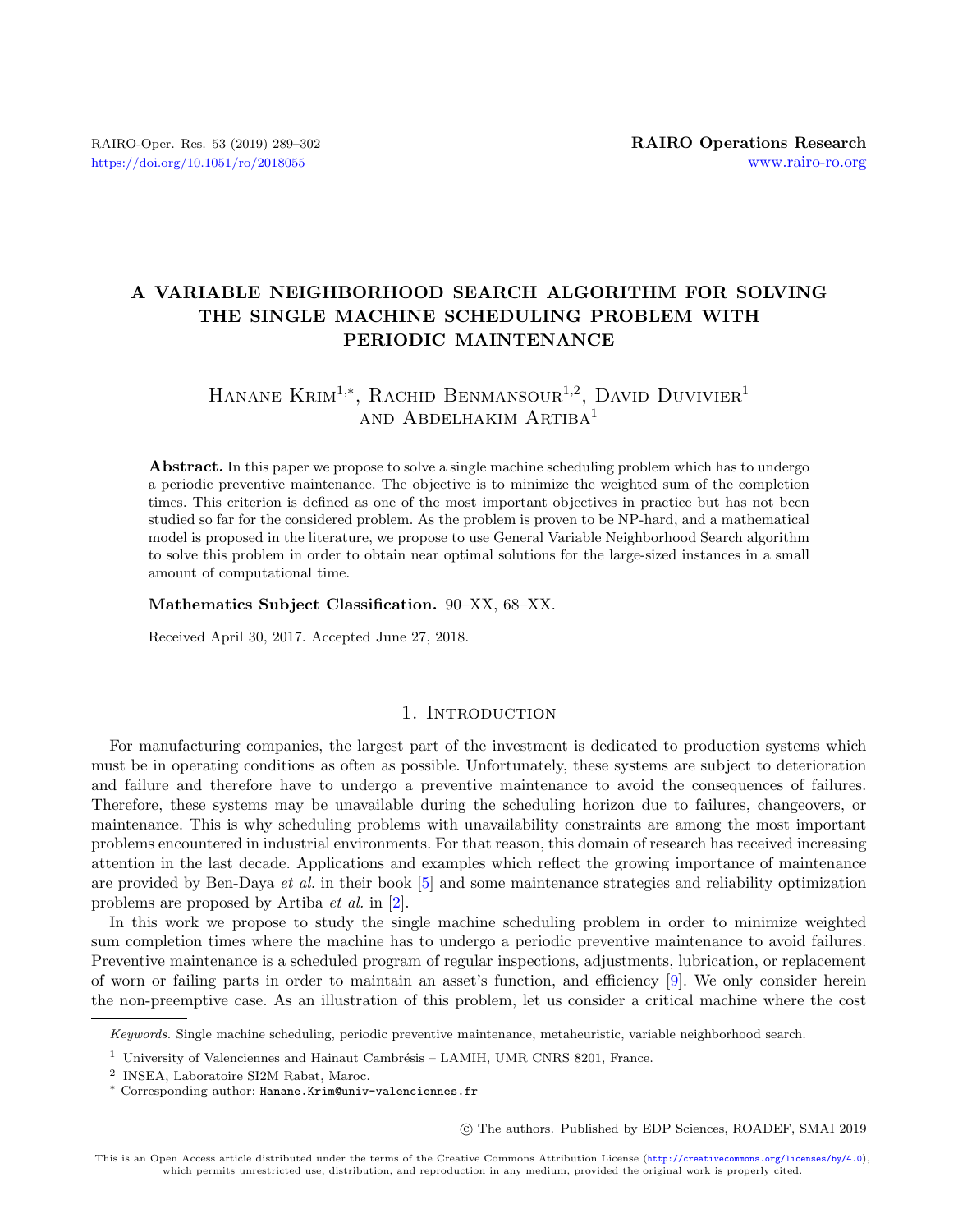# A VARIABLE NEIGHBORHOOD SEARCH ALGORITHM FOR SOLVING THE SINGLE MACHINE SCHEDULING PROBLEM WITH PERIODIC MAINTENANCE

Hanane Krim[1,*], Rachid Benmansour[1,2], David Duvivier[1] and Abdelhakim Artiba[1]

**Abstract.** In this paper we propose to solve a single machine scheduling problem which has to undergo a periodic preventive maintenance. The objective is to minimize the weighted sum of the completion times. This criterion is defined as one of the most important objectives in practice but has not been studied so far for the considered problem. As the problem is proven to be NP-hard, and a mathematical model is proposed in the literature, we propose to use General Variable Neighborhood Search algorithm to solve this problem in order to obtain near optimal solutions for the large-sized instances in a small amount of computational time.

**Mathematics Subject Classification.** 90–XX, 68–XX.

Received April 30, 2017. Accepted June 27, 2018.

## 1. Introduction

For manufacturing companies, the largest part of the investment is dedicated to production systems which must be in operating conditions as often as possible. Unfortunately, these systems are subject to deterioration and failure and therefore have to undergo a preventive maintenance to avoid the consequences of failures. Therefore, these systems may be unavailable during the scheduling horizon due to failures, changeovers, or maintenance. This is why scheduling problems with unavailability constraints are among the most important problems encountered in industrial environments. For that reason, this domain of research has received increasing attention in the last decade. Applications and examples which reflect the growing importance of maintenance are provided by Ben-Daya *et al.* in their book [5] and some maintenance strategies and reliability optimization problems are proposed by Artiba *et al.* in [2].

In this work we propose to study the single machine scheduling problem in order to minimize weighted sum completion times where the machine has to undergo a periodic preventive maintenance to avoid failures. Preventive maintenance is a scheduled program of regular inspections, adjustments, lubrication, or replacement of worn or failing parts in order to maintain an asset's function, and efficiency [9]. We only consider herein the non-preemptive case. As an illustration of this problem, let us consider a critical machine where the cost

*Keywords.* Single machine scheduling, periodic preventive maintenance, metaheuristic, variable neighborhood search.

[1] University of Valenciennes and Hainaut Cambrésis – LAMIH, UMR CNRS 8201, France.

[2] INSEA, Laboratoire SI2M Rabat, Maroc.

[*] Corresponding author: Hanane.Krim@univ-valenciennes.fr

© The authors. Published by EDP Sciences, ROADEF, SMAI 2019

This is an Open Access article distributed under the terms of the Creative Commons Attribution License (http://creativecommons.org/licenses/by/4.0), which permits unrestricted use, distribution, and reproduction in any medium, provided the original work is properly cited.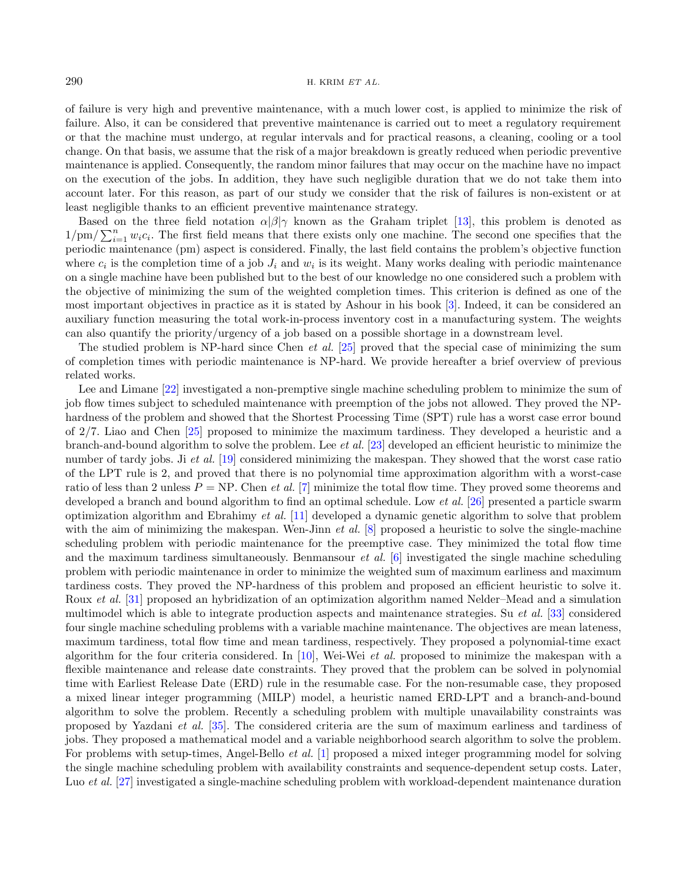of failure is very high and preventive maintenance, with a much lower cost, is applied to minimize the risk of failure. Also, it can be considered that preventive maintenance is carried out to meet a regulatory requirement or that the machine must undergo, at regular intervals and for practical reasons, a cleaning, cooling or a tool change. On that basis, we assume that the risk of a major breakdown is greatly reduced when periodic preventive maintenance is applied. Consequently, the random minor failures that may occur on the machine have no impact on the execution of the jobs. In addition, they have such negligible duration that we do not take them into account later. For this reason, as part of our study we consider that the risk of failures is non-existent or at least negligible thanks to an efficient preventive maintenance strategy.

Based on the three field notation $\alpha|\beta|\gamma$ known as the Graham triplet [13], this problem is denoted as $1/\text{pm}/\sum_{i=1}^{n} w_i c_i$. The first field means that there exists only one machine. The second one specifies that the periodic maintenance (pm) aspect is considered. Finally, the last field contains the problem's objective function where $c_i$ is the completion time of a job $J_i$ and $w_i$ is its weight. Many works dealing with periodic maintenance on a single machine have been published but to the best of our knowledge no one considered such a problem with the objective of minimizing the sum of the weighted completion times. This criterion is defined as one of the most important objectives in practice as it is stated by Ashour in his book [3]. Indeed, it can be considered an auxiliary function measuring the total work-in-process inventory cost in a manufacturing system. The weights can also quantify the priority/urgency of a job based on a possible shortage in a downstream level.

The studied problem is NP-hard since Chen *et al.* [25] proved that the special case of minimizing the sum of completion times with periodic maintenance is NP-hard. We provide hereafter a brief overview of previous related works.

Lee and Limane [22] investigated a non-premptive single machine scheduling problem to minimize the sum of job flow times subject to scheduled maintenance with preemption of the jobs not allowed. They proved the NP-hardness of the problem and showed that the Shortest Processing Time (SPT) rule has a worst case error bound of 2/7. Liao and Chen [25] proposed to minimize the maximum tardiness. They developed a heuristic and a branch-and-bound algorithm to solve the problem. Lee *et al.* [23] developed an efficient heuristic to minimize the number of tardy jobs. Ji *et al.* [19] considered minimizing the makespan. They showed that the worst case ratio of the LPT rule is 2, and proved that there is no polynomial time approximation algorithm with a worst-case ratio of less than 2 unless $P = \text{NP}$. Chen *et al.* [7] minimize the total flow time. They proved some theorems and developed a branch and bound algorithm to find an optimal schedule. Low *et al.* [26] presented a particle swarm optimization algorithm and Ebrahimy *et al.* [11] developed a dynamic genetic algorithm to solve that problem with the aim of minimizing the makespan. Wen-Jinn *et al.* [8] proposed a heuristic to solve the single-machine scheduling problem with periodic maintenance for the preemptive case. They minimized the total flow time and the maximum tardiness simultaneously. Benmansour *et al.* [6] investigated the single machine scheduling problem with periodic maintenance in order to minimize the weighted sum of maximum earliness and maximum tardiness costs. They proved the NP-hardness of this problem and proposed an efficient heuristic to solve it. Roux *et al.* [31] proposed an hybridization of an optimization algorithm named Nelder–Mead and a simulation multimodel which is able to integrate production aspects and maintenance strategies. Su *et al.* [33] considered four single machine scheduling problems with a variable machine maintenance. The objectives are mean lateness, maximum tardiness, total flow time and mean tardiness, respectively. They proposed a polynomial-time exact algorithm for the four criteria considered. In [10], Wei-Wei *et al.* proposed to minimize the makespan with a flexible maintenance and release date constraints. They proved that the problem can be solved in polynomial time with Earliest Release Date (ERD) rule in the resumable case. For the non-resumable case, they proposed a mixed linear integer programming (MILP) model, a heuristic named ERD-LPT and a branch-and-bound algorithm to solve the problem. Recently a scheduling problem with multiple unavailability constraints was proposed by Yazdani *et al.* [35]. The considered criteria are the sum of maximum earliness and tardiness of jobs. They proposed a mathematical model and a variable neighborhood search algorithm to solve the problem. For problems with setup-times, Angel-Bello *et al.* [1] proposed a mixed integer programming model for solving the single machine scheduling problem with availability constraints and sequence-dependent setup costs. Later, Luo *et al.* [27] investigated a single-machine scheduling problem with workload-dependent maintenance duration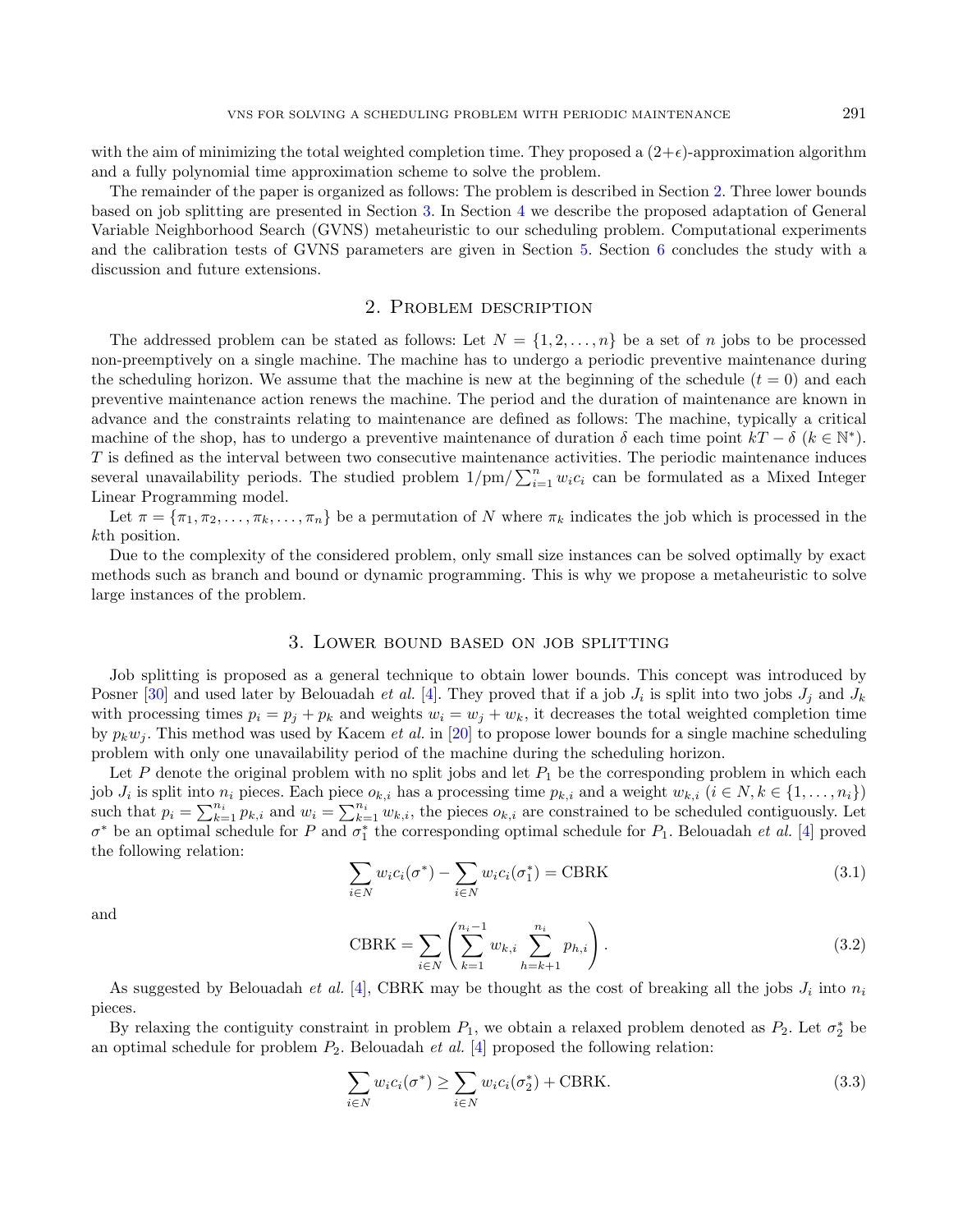with the aim of minimizing the total weighted completion time. They proposed a $(2+\epsilon)$-approximation algorithm and a fully polynomial time approximation scheme to solve the problem.

The remainder of the paper is organized as follows: The problem is described in Section 2. Three lower bounds based on job splitting are presented in Section 3. In Section 4 we describe the proposed adaptation of General Variable Neighborhood Search (GVNS) metaheuristic to our scheduling problem. Computational experiments and the calibration tests of GVNS parameters are given in Section 5. Section 6 concludes the study with a discussion and future extensions.

## 2. Problem description

The addressed problem can be stated as follows: Let $N = \{1, 2, \dots, n\}$ be a set of $n$ jobs to be processed non-preemptively on a single machine. The machine has to undergo a periodic preventive maintenance during the scheduling horizon. We assume that the machine is new at the beginning of the schedule ($t = 0$) and each preventive maintenance action renews the machine. The period and the duration of maintenance are known in advance and the constraints relating to maintenance are defined as follows: The machine, typically a critical machine of the shop, has to undergo a preventive maintenance of duration $\delta$ each time point $kT - \delta$ ($k \in \mathbb{N}^*$). $T$ is defined as the interval between two consecutive maintenance activities. The periodic maintenance induces several unavailability periods. The studied problem $1/\text{pm}/\sum_{i=1}^{n} w_i c_i$ can be formulated as a Mixed Integer Linear Programming model.

Let $\pi = \{\pi_1, \pi_2, \dots, \pi_k, \dots, \pi_n\}$ be a permutation of $N$ where $\pi_k$ indicates the job which is processed in the $k$th position.

Due to the complexity of the considered problem, only small size instances can be solved optimally by exact methods such as branch and bound or dynamic programming. This is why we propose a metaheuristic to solve large instances of the problem.

## 3. Lower bound based on job splitting

Job splitting is proposed as a general technique to obtain lower bounds. This concept was introduced by Posner [30] and used later by Belouadah *et al.* [4]. They proved that if a job $J_i$ is split into two jobs $J_j$ and $J_k$ with processing times $p_i = p_j + p_k$ and weights $w_i = w_j + w_k$, it decreases the total weighted completion time by $p_k w_j$. This method was used by Kacem *et al.* in [20] to propose lower bounds for a single machine scheduling problem with only one unavailability period of the machine during the scheduling horizon.

Let $P$ denote the original problem with no split jobs and let $P_1$ be the corresponding problem in which each job $J_i$ is split into $n_i$ pieces. Each piece $o_{k,i}$ has a processing time $p_{k,i}$ and a weight $w_{k,i}$ ($i \in N, k \in \{1, \dots, n_i\}$) such that $p_i = \sum_{k=1}^{n_i} p_{k,i}$ and $w_i = \sum_{k=1}^{n_i} w_{k,i}$, the pieces $o_{k,i}$ are constrained to be scheduled contiguously. Let $\sigma^*$ be an optimal schedule for $P$ and $\sigma_1^*$ the corresponding optimal schedule for $P_1$. Belouadah *et al.* [4] proved the following relation:

$$\sum_{i \in N} w_i c_i(\sigma^*) - \sum_{i \in N} w_i c_i(\sigma_1^*) = \text{CBRK} \tag{3.1}$$

and

$$\text{CBRK} = \sum_{i \in N} \left( \sum_{k=1}^{n_i - 1} w_{k,i} \sum_{h=k+1}^{n_i} p_{h,i} \right). \tag{3.2}$$

As suggested by Belouadah *et al.* [4], CBRK may be thought as the cost of breaking all the jobs $J_i$ into $n_i$ pieces.

By relaxing the contiguity constraint in problem $P_1$, we obtain a relaxed problem denoted as $P_2$. Let $\sigma_2^*$ be an optimal schedule for problem $P_2$. Belouadah *et al.* [4] proposed the following relation:

$$\sum_{i \in N} w_i c_i(\sigma^*) \geq \sum_{i \in N} w_i c_i(\sigma_2^*) + \text{CBRK}. \tag{3.3}$$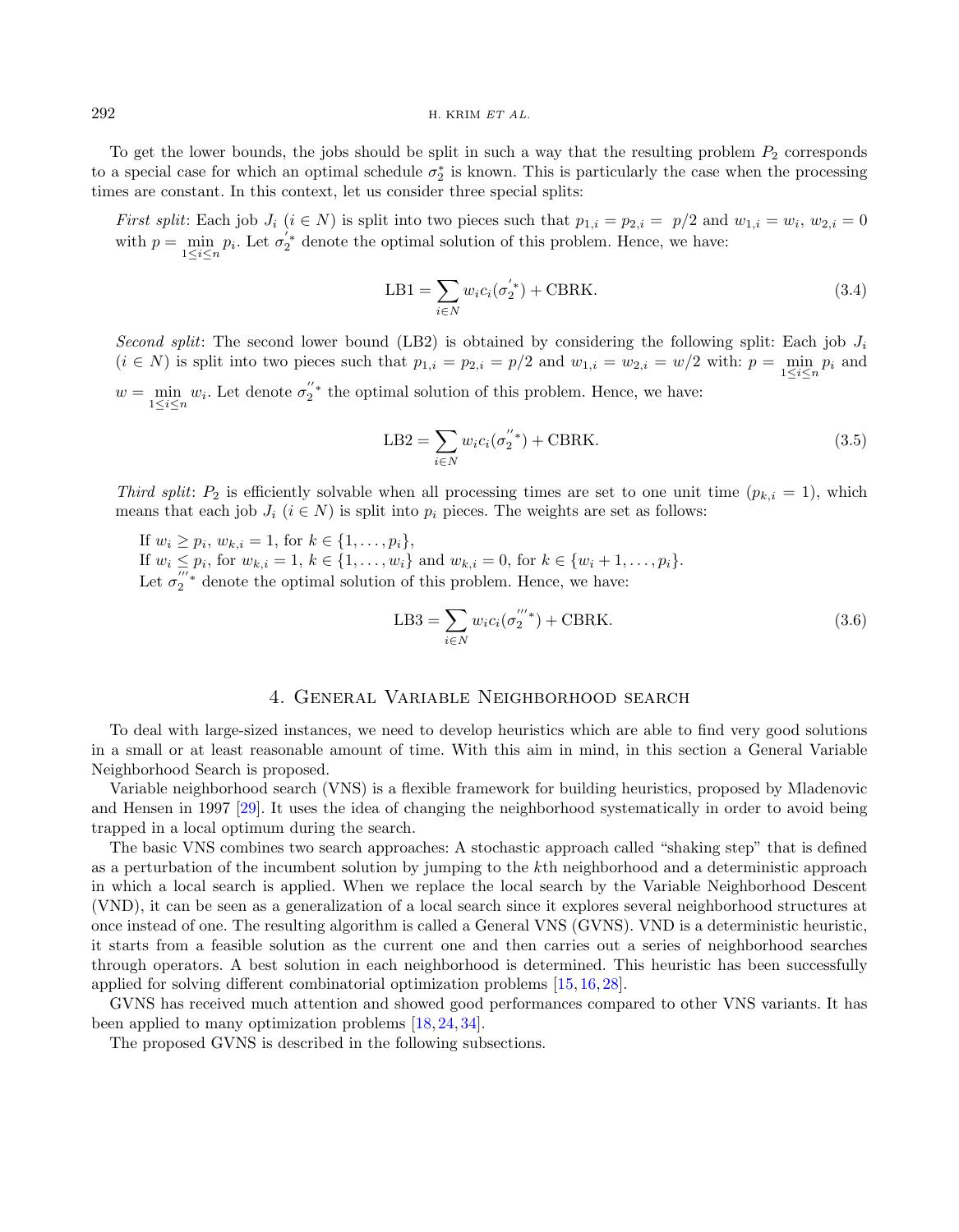To get the lower bounds, the jobs should be split in such a way that the resulting problem $P_2$ corresponds to a special case for which an optimal schedule $\sigma_2^*$ is known. This is particularly the case when the processing times are constant. In this context, let us consider three special splits:

*First split*: Each job $J_i$ ($i \in N$) is split into two pieces such that $p_{1,i} = p_{2,i} = p/2$ and $w_{1,i} = w_i$, $w_{2,i} = 0$ with $p = \min_{1 \leq i \leq n} p_i$. Let $\sigma_2^{'*}$ denote the optimal solution of this problem. Hence, we have:

$$\text{LB1} = \sum_{i \in N} w_i c_i(\sigma_2^{'*}) + \text{CBRK}. \tag{3.4}$$

*Second split*: The second lower bound (LB2) is obtained by considering the following split: Each job $J_i$ ($i \in N$) is split into two pieces such that $p_{1,i} = p_{2,i} = p/2$ and $w_{1,i} = w_{2,i} = w/2$ with: $p = \min_{1 \leq i \leq n} p_i$ and $w = \min_{1 \leq i \leq n} w_i$. Let denote $\sigma_2^{''*}$ the optimal solution of this problem. Hence, we have:

$$\text{LB2} = \sum_{i \in N} w_i c_i(\sigma_2^{''*}) + \text{CBRK}. \tag{3.5}$$

*Third split*: $P_2$ is efficiently solvable when all processing times are set to one unit time ($p_{k,i} = 1$), which means that each job $J_i$ ($i \in N$) is split into $p_i$ pieces. The weights are set as follows:

If $w_i \geq p_i$, $w_{k,i} = 1$, for $k \in \{1, \ldots, p_i\}$,
If $w_i \leq p_i$, for $w_{k,i} = 1$, $k \in \{1, \ldots, w_i\}$ and $w_{k,i} = 0$, for $k \in \{w_i + 1, \ldots, p_i\}$.
Let $\sigma_2^{'''*}$ denote the optimal solution of this problem. Hence, we have:

$$\text{LB3} = \sum_{i \in N} w_i c_i(\sigma_2^{'''*}) + \text{CBRK}. \tag{3.6}$$

## 4. General Variable Neighborhood search

To deal with large-sized instances, we need to develop heuristics which are able to find very good solutions in a small or at least reasonable amount of time. With this aim in mind, in this section a General Variable Neighborhood Search is proposed.

Variable neighborhood search (VNS) is a flexible framework for building heuristics, proposed by Mladenovic and Hensen in 1997 [29]. It uses the idea of changing the neighborhood systematically in order to avoid being trapped in a local optimum during the search.

The basic VNS combines two search approaches: A stochastic approach called "shaking step" that is defined as a perturbation of the incumbent solution by jumping to the $k$th neighborhood and a deterministic approach in which a local search is applied. When we replace the local search by the Variable Neighborhood Descent (VND), it can be seen as a generalization of a local search since it explores several neighborhood structures at once instead of one. The resulting algorithm is called a General VNS (GVNS). VND is a deterministic heuristic, it starts from a feasible solution as the current one and then carries out a series of neighborhood searches through operators. A best solution in each neighborhood is determined. This heuristic has been successfully applied for solving different combinatorial optimization problems [15, 16, 28].

GVNS has received much attention and showed good performances compared to other VNS variants. It has been applied to many optimization problems [18, 24, 34].

The proposed GVNS is described in the following subsections.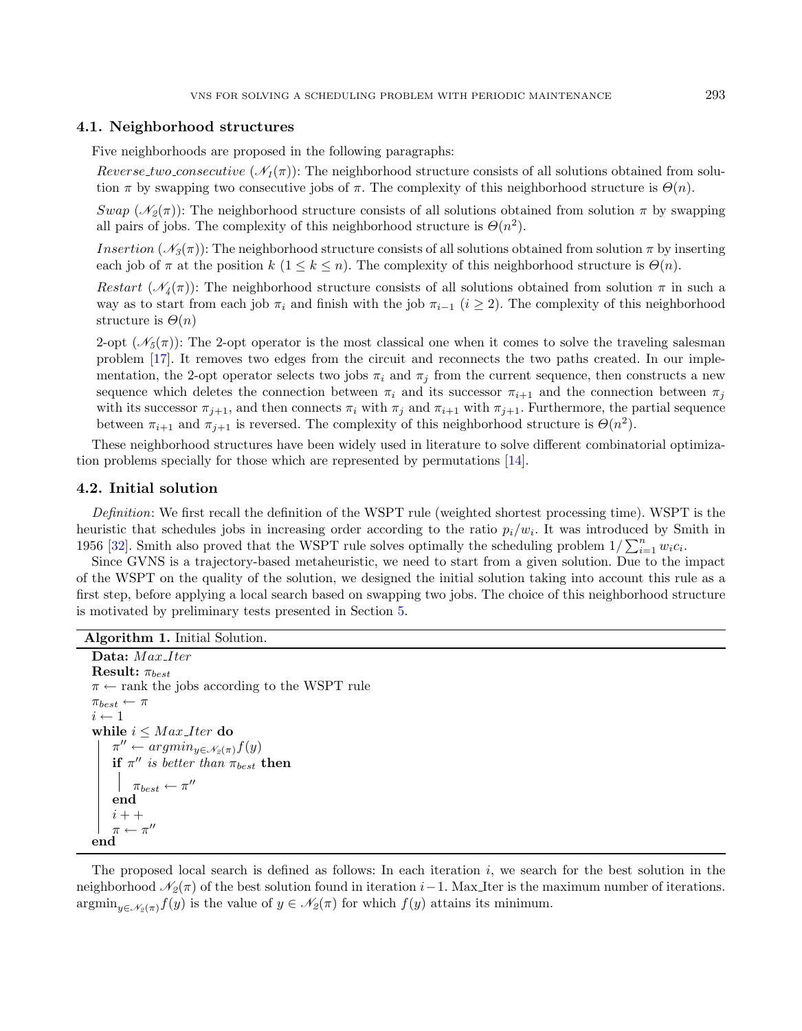### 4.1. Neighborhood structures

Five neighborhoods are proposed in the following paragraphs:

*Reverse_two_consecutive* ($\mathcal{N}_1(\pi)$): The neighborhood structure consists of all solutions obtained from solution $\pi$ by swapping two consecutive jobs of $\pi$. The complexity of this neighborhood structure is $\Theta(n)$.

*Swap* ($\mathcal{N}_2(\pi)$): The neighborhood structure consists of all solutions obtained from solution $\pi$ by swapping all pairs of jobs. The complexity of this neighborhood structure is $\Theta(n^2)$.

*Insertion* ($\mathcal{N}_3(\pi)$): The neighborhood structure consists of all solutions obtained from solution $\pi$ by inserting each job of $\pi$ at the position $k$ ($1 \leq k \leq n$). The complexity of this neighborhood structure is $\Theta(n)$.

*Restart* ($\mathcal{N}_4(\pi)$): The neighborhood structure consists of all solutions obtained from solution $\pi$ in such a way as to start from each job $\pi_i$ and finish with the job $\pi_{i-1}$ ($i \geq 2$). The complexity of this neighborhood structure is $\Theta(n)$

2-opt ($\mathcal{N}_5(\pi)$): The 2-opt operator is the most classical one when it comes to solve the traveling salesman problem [17]. It removes two edges from the circuit and reconnects the two paths created. In our implementation, the 2-opt operator selects two jobs $\pi_i$ and $\pi_j$ from the current sequence, then constructs a new sequence which deletes the connection between $\pi_i$ and its successor $\pi_{i+1}$ and the connection between $\pi_j$ with its successor $\pi_{j+1}$, and then connects $\pi_i$ with $\pi_j$ and $\pi_{i+1}$ with $\pi_{j+1}$. Furthermore, the partial sequence between $\pi_{i+1}$ and $\pi_{j+1}$ is reversed. The complexity of this neighborhood structure is $\Theta(n^2)$.

These neighborhood structures have been widely used in literature to solve different combinatorial optimization problems specially for those which are represented by permutations [14].

### 4.2. Initial solution

*Definition*: We first recall the definition of the WSPT rule (weighted shortest processing time). WSPT is the heuristic that schedules jobs in increasing order according to the ratio $p_i/w_i$. It was introduced by Smith in 1956 [32]. Smith also proved that the WSPT rule solves optimally the scheduling problem $1/\sum_{i=1}^{n} w_i c_i$.

Since GVNS is a trajectory-based metaheuristic, we need to start from a given solution. Due to the impact of the WSPT on the quality of the solution, we designed the initial solution taking into account this rule as a first step, before applying a local search based on swapping two jobs. The choice of this neighborhood structure is motivated by preliminary tests presented in Section 5.

**Algorithm 1.** Initial Solution.

```
Data: Max_Iter
Result: π_best
π ← rank the jobs according to the WSPT rule
π_best ← π
i ← 1
while i ≤ Max_Iter do
    π'' ← argmin_{y∈N_2(π)} f(y)
    if π'' is better than π_best then
        π_best ← π''
    end
    i++
    π ← π''
end
```

The proposed local search is defined as follows: In each iteration $i$, we search for the best solution in the neighborhood $\mathcal{N}_2(\pi)$ of the best solution found in iteration $i-1$. Max_Iter is the maximum number of iterations. $\text{argmin}_{y\in\mathcal{N}_2(\pi)} f(y)$ is the value of $y \in \mathcal{N}_2(\pi)$ for which $f(y)$ attains its minimum.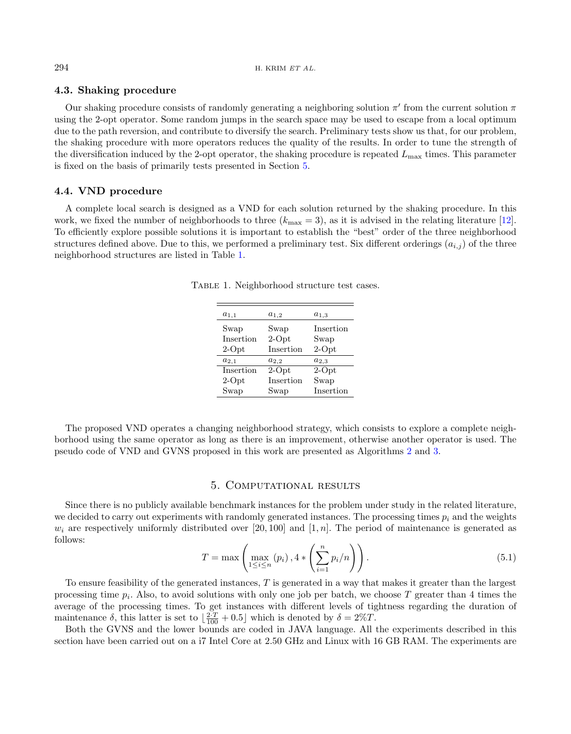### 4.3. Shaking procedure

Our shaking procedure consists of randomly generating a neighboring solution $\pi'$ from the current solution $\pi$ using the 2-opt operator. Some random jumps in the search space may be used to escape from a local optimum due to the path reversion, and contribute to diversify the search. Preliminary tests show us that, for our problem, the shaking procedure with more operators reduces the quality of the results. In order to tune the strength of the diversification induced by the 2-opt operator, the shaking procedure is repeated $L_{\max}$ times. This parameter is fixed on the basis of primarily tests presented in Section 5.

### 4.4. VND procedure

A complete local search is designed as a VND for each solution returned by the shaking procedure. In this work, we fixed the number of neighborhoods to three ($k_{\max} = 3$), as it is advised in the relating literature [12]. To efficiently explore possible solutions it is important to establish the "best" order of the three neighborhood structures defined above. Due to this, we performed a preliminary test. Six different orderings ($a_{i,j}$) of the three neighborhood structures are listed in Table 1.

Table 1. Neighborhood structure test cases.

| $a_{1,1}$ | $a_{1,2}$ | $a_{1,3}$ |
|---|---|---|
| Swap | Swap | Insertion |
| Insertion | 2-Opt | Swap |
| 2-Opt | Insertion | 2-Opt |
| $a_{2,1}$ | $a_{2,2}$ | $a_{2,3}$ |
| Insertion | 2-Opt | 2-Opt |
| 2-Opt | Insertion | Swap |
| Swap | Swap | Insertion |

The proposed VND operates a changing neighborhood strategy, which consists to explore a complete neighborhood using the same operator as long as there is an improvement, otherwise another operator is used. The pseudo code of VND and GVNS proposed in this work are presented as Algorithms 2 and 3.

## 5. Computational results

Since there is no publicly available benchmark instances for the problem under study in the related literature, we decided to carry out experiments with randomly generated instances. The processing times $p_i$ and the weights $w_i$ are respectively uniformly distributed over $[20, 100]$ and $[1, n]$. The period of maintenance is generated as follows:

$$T = \max\left(\max_{1 \leq i \leq n}(p_i), 4 * \left(\sum_{i=1}^{n} p_i/n\right)\right). \tag{5.1}$$

To ensure feasibility of the generated instances, $T$ is generated in a way that makes it greater than the largest processing time $p_i$. Also, to avoid solutions with only one job per batch, we choose $T$ greater than 4 times the average of the processing times. To get instances with different levels of tightness regarding the duration of maintenance $\delta$, this latter is set to $\lfloor \frac{2 \cdot T}{100} + 0.5 \rfloor$ which is denoted by $\delta = 2\%T$.

Both the GVNS and the lower bounds are coded in JAVA language. All the experiments described in this section have been carried out on a i7 Intel Core at 2.50 GHz and Linux with 16 GB RAM. The experiments are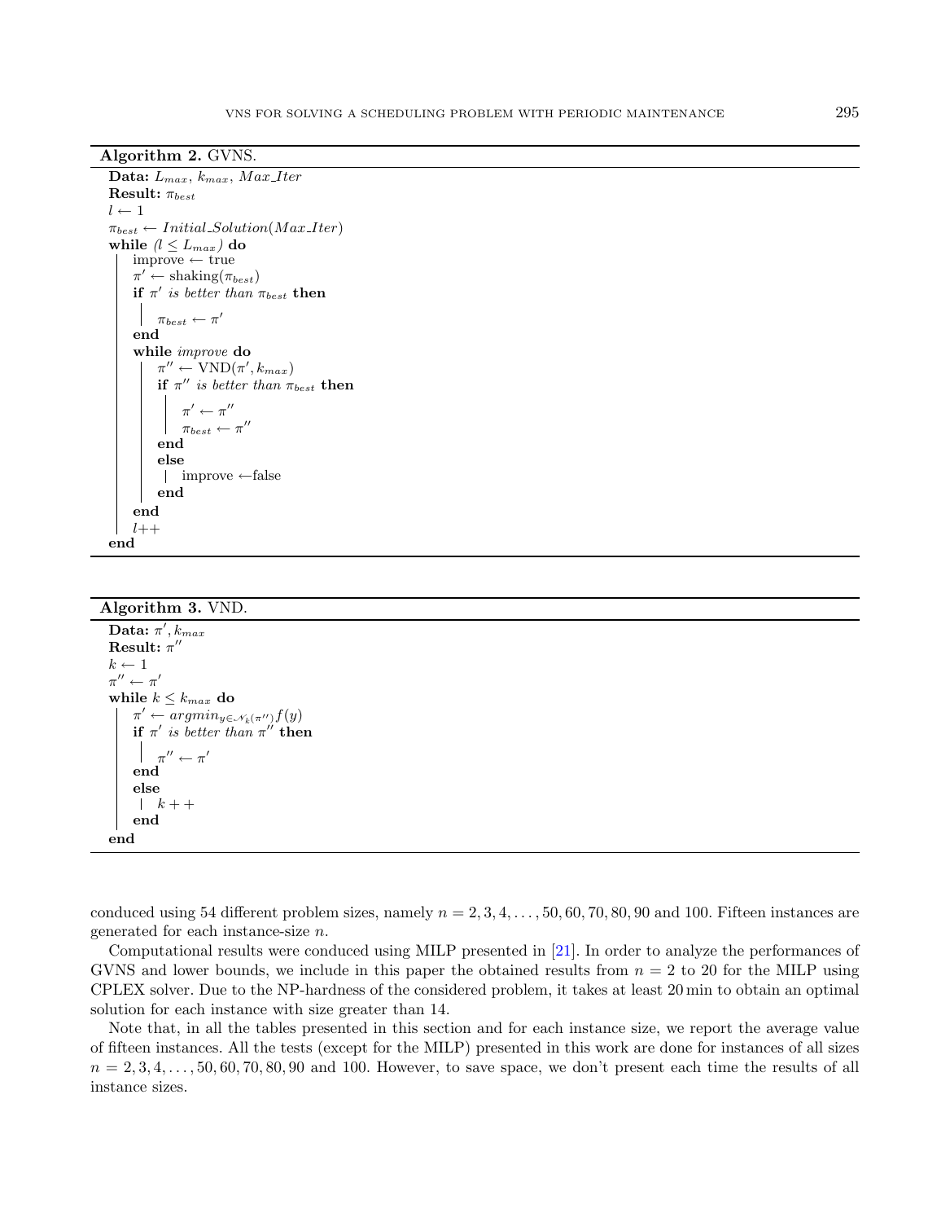**Algorithm 2.** GVNS.

```
Data: L_max, k_max, Max_Iter
Result: π_best
l ← 1
π_best ← Initial_Solution(Max_Iter)
while (l ≤ L_max) do
    improve ← true
    π′ ← shaking(π_best)
    if π′ is better than π_best then
        π_best ← π′
    end
    while improve do
        π″ ← VND(π′, k_max)
        if π″ is better than π_best then
            π′ ← π″
            π_best ← π″
        end
        else
            improve ←false
        end
    end
    l++
end
```

**Algorithm 3.** VND.

```
Data: π′, k_max
Result: π″
k ← 1
π″ ← π′
while k ≤ k_max do
    π′ ← argmin_{y∈N_k(π″)} f(y)
    if π′ is better than π″ then
        π″ ← π′
    end
    else
        k++
    end
end
```

conduced using 54 different problem sizes, namely $n = 2, 3, 4, \ldots, 50, 60, 70, 80, 90$ and 100. Fifteen instances are generated for each instance-size $n$.

Computational results were conduced using MILP presented in [21]. In order to analyze the performances of GVNS and lower bounds, we include in this paper the obtained results from $n = 2$ to 20 for the MILP using CPLEX solver. Due to the NP-hardness of the considered problem, it takes at least 20 min to obtain an optimal solution for each instance with size greater than 14.

Note that, in all the tables presented in this section and for each instance size, we report the average value of fifteen instances. All the tests (except for the MILP) presented in this work are done for instances of all sizes $n = 2, 3, 4, \ldots, 50, 60, 70, 80, 90$ and 100. However, to save space, we don't present each time the results of all instance sizes.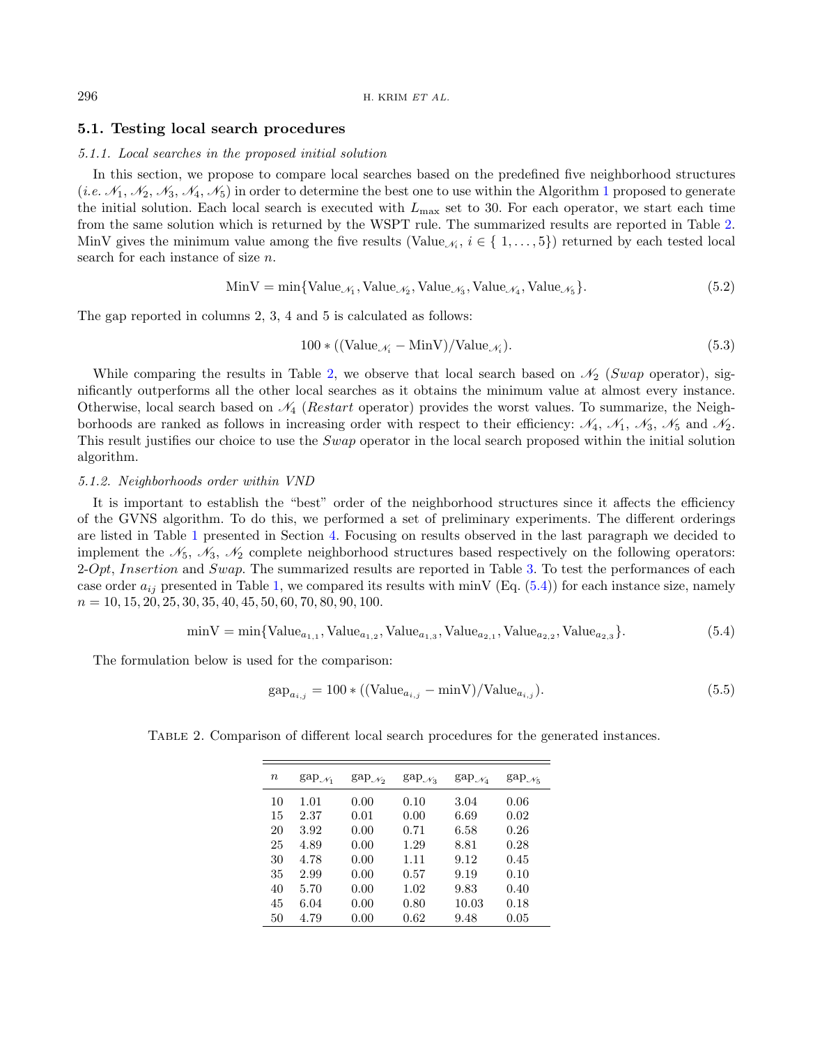### 5.1. Testing local search procedures

#### 5.1.1. Local searches in the proposed initial solution

In this section, we propose to compare local searches based on the predefined five neighborhood structures (*i.e.* $\mathcal{N}_1$, $\mathcal{N}_2$, $\mathcal{N}_3$, $\mathcal{N}_4$, $\mathcal{N}_5$) in order to determine the best one to use within the Algorithm 1 proposed to generate the initial solution. Each local search is executed with $L_{\max}$ set to 30. For each operator, we start each time from the same solution which is returned by the WSPT rule. The summarized results are reported in Table 2. MinV gives the minimum value among the five results ($\text{Value}_{\mathcal{N}_i}$, $i \in \{1, \ldots, 5\}$) returned by each tested local search for each instance of size $n$.

$$\text{MinV} = \min\{\text{Value}_{\mathcal{N}_1}, \text{Value}_{\mathcal{N}_2}, \text{Value}_{\mathcal{N}_3}, \text{Value}_{\mathcal{N}_4}, \text{Value}_{\mathcal{N}_5}\}. \tag{5.2}$$

The gap reported in columns 2, 3, 4 and 5 is calculated as follows:

$$100 * ((\text{Value}_{\mathcal{N}_i} - \text{MinV})/\text{Value}_{\mathcal{N}_i}). \tag{5.3}$$

While comparing the results in Table 2, we observe that local search based on $\mathcal{N}_2$ (*Swap* operator), significantly outperforms all the other local searches as it obtains the minimum value at almost every instance. Otherwise, local search based on $\mathcal{N}_4$ (*Restart* operator) provides the worst values. To summarize, the Neighborhoods are ranked as follows in increasing order with respect to their efficiency: $\mathcal{N}_4$, $\mathcal{N}_1$, $\mathcal{N}_3$, $\mathcal{N}_5$ and $\mathcal{N}_2$. This result justifies our choice to use the *Swap* operator in the local search proposed within the initial solution algorithm.

#### 5.1.2. Neighborhoods order within VND

It is important to establish the "best" order of the neighborhood structures since it affects the efficiency of the GVNS algorithm. To do this, we performed a set of preliminary experiments. The different orderings are listed in Table 1 presented in Section 4. Focusing on results observed in the last paragraph we decided to implement the $\mathcal{N}_5$, $\mathcal{N}_3$, $\mathcal{N}_2$ complete neighborhood structures based respectively on the following operators: 2-*Opt*, *Insertion* and *Swap*. The summarized results are reported in Table 3. To test the performances of each case order $a_{ij}$ presented in Table 1, we compared its results with minV (Eq. (5.4)) for each instance size, namely $n = 10, 15, 20, 25, 30, 35, 40, 45, 50, 60, 70, 80, 90, 100$.

$$\text{minV} = \min\{\text{Value}_{a_{1,1}}, \text{Value}_{a_{1,2}}, \text{Value}_{a_{1,3}}, \text{Value}_{a_{2,1}}, \text{Value}_{a_{2,2}}, \text{Value}_{a_{2,3}}\}. \tag{5.4}$$

The formulation below is used for the comparison:

$$\text{gap}_{a_{i,j}} = 100 * ((\text{Value}_{a_{i,j}} - \text{minV})/\text{Value}_{a_{i,j}}). \tag{5.5}$$

Table 2. Comparison of different local search procedures for the generated instances.

| $n$ | $\text{gap}_{\mathcal{N}_1}$ | $\text{gap}_{\mathcal{N}_2}$ | $\text{gap}_{\mathcal{N}_3}$ | $\text{gap}_{\mathcal{N}_4}$ | $\text{gap}_{\mathcal{N}_5}$ |
|---|---|---|---|---|---|
| 10 | 1.01 | 0.00 | 0.10 | 3.04 | 0.06 |
| 15 | 2.37 | 0.01 | 0.00 | 6.69 | 0.02 |
| 20 | 3.92 | 0.00 | 0.71 | 6.58 | 0.26 |
| 25 | 4.89 | 0.00 | 1.29 | 8.81 | 0.28 |
| 30 | 4.78 | 0.00 | 1.11 | 9.12 | 0.45 |
| 35 | 2.99 | 0.00 | 0.57 | 9.19 | 0.10 |
| 40 | 5.70 | 0.00 | 1.02 | 9.83 | 0.40 |
| 45 | 6.04 | 0.00 | 0.80 | 10.03 | 0.18 |
| 50 | 4.79 | 0.00 | 0.62 | 9.48 | 0.05 |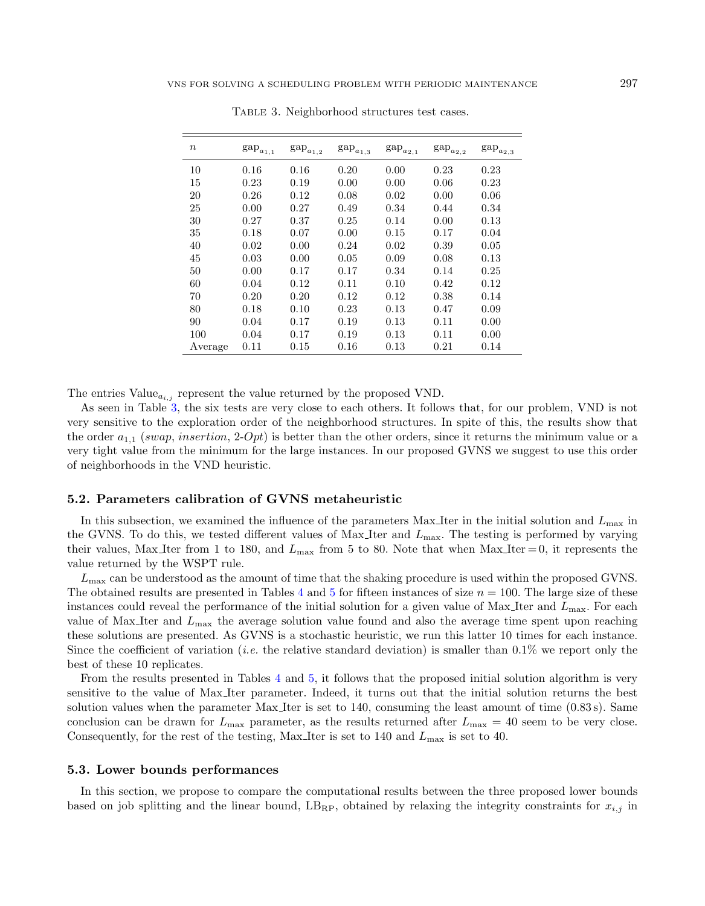Table 3. Neighborhood structures test cases.

| $n$ | $\text{gap}_{a_{1,1}}$ | $\text{gap}_{a_{1,2}}$ | $\text{gap}_{a_{1,3}}$ | $\text{gap}_{a_{2,1}}$ | $\text{gap}_{a_{2,2}}$ | $\text{gap}_{a_{2,3}}$ |
|---|---|---|---|---|---|---|
| 10 | 0.16 | 0.16 | 0.20 | 0.00 | 0.23 | 0.23 |
| 15 | 0.23 | 0.19 | 0.00 | 0.00 | 0.06 | 0.23 |
| 20 | 0.26 | 0.12 | 0.08 | 0.02 | 0.00 | 0.06 |
| 25 | 0.00 | 0.27 | 0.49 | 0.34 | 0.44 | 0.34 |
| 30 | 0.27 | 0.37 | 0.25 | 0.14 | 0.00 | 0.13 |
| 35 | 0.18 | 0.07 | 0.00 | 0.15 | 0.17 | 0.04 |
| 40 | 0.02 | 0.00 | 0.24 | 0.02 | 0.39 | 0.05 |
| 45 | 0.03 | 0.00 | 0.05 | 0.09 | 0.08 | 0.13 |
| 50 | 0.00 | 0.17 | 0.17 | 0.34 | 0.14 | 0.25 |
| 60 | 0.04 | 0.12 | 0.11 | 0.10 | 0.42 | 0.12 |
| 70 | 0.20 | 0.20 | 0.12 | 0.12 | 0.38 | 0.14 |
| 80 | 0.18 | 0.10 | 0.23 | 0.13 | 0.47 | 0.09 |
| 90 | 0.04 | 0.17 | 0.19 | 0.13 | 0.11 | 0.00 |
| 100 | 0.04 | 0.17 | 0.19 | 0.13 | 0.11 | 0.00 |
| Average | 0.11 | 0.15 | 0.16 | 0.13 | 0.21 | 0.14 |

The entries $\text{Value}_{a_{i,j}}$ represent the value returned by the proposed VND.

As seen in Table 3, the six tests are very close to each others. It follows that, for our problem, VND is not very sensitive to the exploration order of the neighborhood structures. In spite of this, the results show that the order $a_{1,1}$ (*swap*, *insertion*, 2-*Opt*) is better than the other orders, since it returns the minimum value or a very tight value from the minimum for the large instances. In our proposed GVNS we suggest to use this order of neighborhoods in the VND heuristic.

### 5.2. Parameters calibration of GVNS metaheuristic

In this subsection, we examined the influence of the parameters Max_Iter in the initial solution and $L_{\max}$ in the GVNS. To do this, we tested different values of Max_Iter and $L_{\max}$. The testing is performed by varying their values, Max_Iter from 1 to 180, and $L_{\max}$ from 5 to 80. Note that when Max_Iter = 0, it represents the value returned by the WSPT rule.

$L_{\max}$ can be understood as the amount of time that the shaking procedure is used within the proposed GVNS. The obtained results are presented in Tables 4 and 5 for fifteen instances of size $n = 100$. The large size of these instances could reveal the performance of the initial solution for a given value of Max_Iter and $L_{\max}$. For each value of Max_Iter and $L_{\max}$ the average solution value found and also the average time spent upon reaching these solutions are presented. As GVNS is a stochastic heuristic, we run this latter 10 times for each instance. Since the coefficient of variation (*i.e.* the relative standard deviation) is smaller than 0.1% we report only the best of these 10 replicates.

From the results presented in Tables 4 and 5, it follows that the proposed initial solution algorithm is very sensitive to the value of Max_Iter parameter. Indeed, it turns out that the initial solution returns the best solution values when the parameter Max_Iter is set to 140, consuming the least amount of time (0.83 s). Same conclusion can be drawn for $L_{\max}$ parameter, as the results returned after $L_{\max} = 40$ seem to be very close. Consequently, for the rest of the testing, Max_Iter is set to 140 and $L_{\max}$ is set to 40.

### 5.3. Lower bounds performances

In this section, we propose to compare the computational results between the three proposed lower bounds based on job splitting and the linear bound, $\text{LB}_{\text{RP}}$, obtained by relaxing the integrity constraints for $x_{i,j}$ in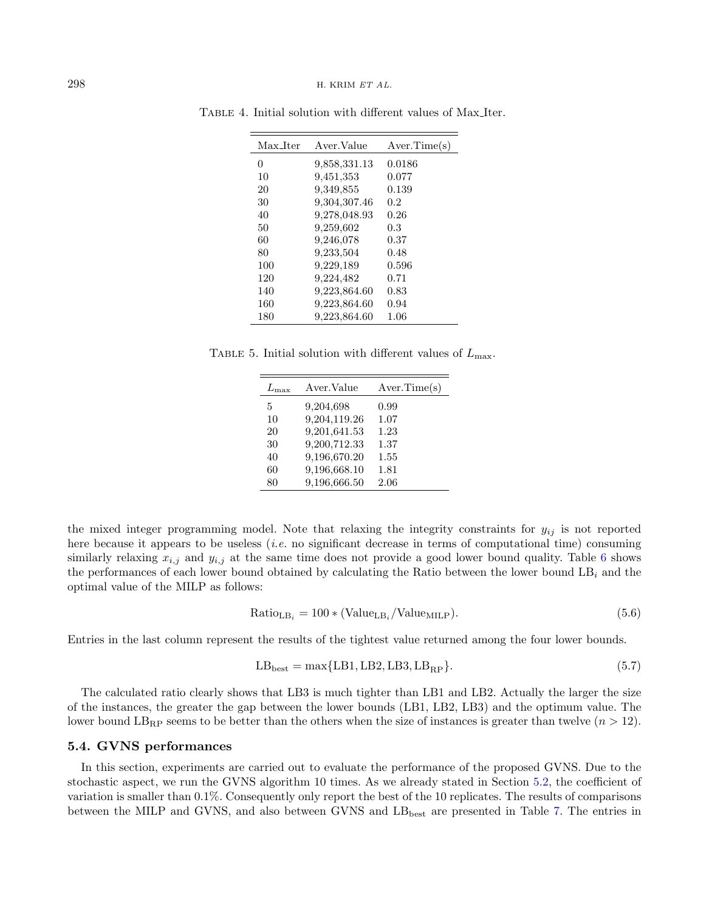Table 4. Initial solution with different values of Max_Iter.

| Max_Iter | Aver.Value | Aver.Time(s) |
|---|---|---|
| 0 | 9,858,331.13 | 0.0186 |
| 10 | 9,451,353 | 0.077 |
| 20 | 9,349,855 | 0.139 |
| 30 | 9,304,307.46 | 0.2 |
| 40 | 9,278,048.93 | 0.26 |
| 50 | 9,259,602 | 0.3 |
| 60 | 9,246,078 | 0.37 |
| 80 | 9,233,504 | 0.48 |
| 100 | 9,229,189 | 0.596 |
| 120 | 9,224,482 | 0.71 |
| 140 | 9,223,864.60 | 0.83 |
| 160 | 9,223,864.60 | 0.94 |
| 180 | 9,223,864.60 | 1.06 |

Table 5. Initial solution with different values of $L_{\max}$.

| $L_{\max}$ | Aver.Value | Aver.Time(s) |
|---|---|---|
| 5 | 9,204,698 | 0.99 |
| 10 | 9,204,119.26 | 1.07 |
| 20 | 9,201,641.53 | 1.23 |
| 30 | 9,200,712.33 | 1.37 |
| 40 | 9,196,670.20 | 1.55 |
| 60 | 9,196,668.10 | 1.81 |
| 80 | 9,196,666.50 | 2.06 |

the mixed integer programming model. Note that relaxing the integrity constraints for $y_{ij}$ is not reported here because it appears to be useless (*i.e.* no significant decrease in terms of computational time) consuming similarly relaxing $x_{i,j}$ and $y_{i,j}$ at the same time does not provide a good lower bound quality. Table 6 shows the performances of each lower bound obtained by calculating the Ratio between the lower bound $\text{LB}_i$ and the optimal value of the MILP as follows:

$$\text{Ratio}_{\text{LB}_i} = 100 * (\text{Value}_{\text{LB}_i}/\text{Value}_{\text{MILP}}). \tag{5.6}$$

Entries in the last column represent the results of the tightest value returned among the four lower bounds.

$$\text{LB}_{\text{best}} = \max\{\text{LB1}, \text{LB2}, \text{LB3}, \text{LB}_{\text{RP}}\}. \tag{5.7}$$

The calculated ratio clearly shows that LB3 is much tighter than LB1 and LB2. Actually the larger the size of the instances, the greater the gap between the lower bounds (LB1, LB2, LB3) and the optimum value. The lower bound $\text{LB}_{\text{RP}}$ seems to be better than the others when the size of instances is greater than twelve ($n > 12$).

### 5.4. GVNS performances

In this section, experiments are carried out to evaluate the performance of the proposed GVNS. Due to the stochastic aspect, we run the GVNS algorithm 10 times. As we already stated in Section 5.2, the coefficient of variation is smaller than 0.1%. Consequently only report the best of the 10 replicates. The results of comparisons between the MILP and GVNS, and also between GVNS and $\text{LB}_{\text{best}}$ are presented in Table 7. The entries in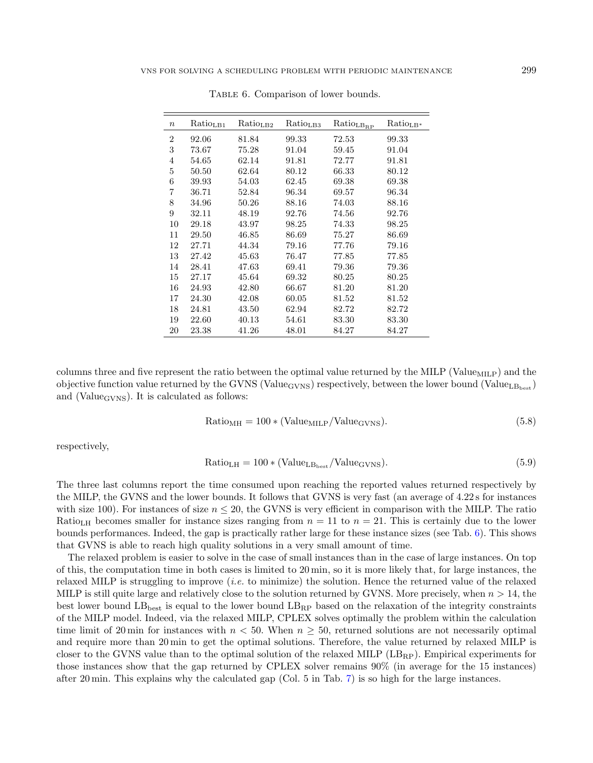Table 6. Comparison of lower bounds.

| $n$ | $\text{Ratio}_{\text{LB1}}$ | $\text{Ratio}_{\text{LB2}}$ | $\text{Ratio}_{\text{LB3}}$ | $\text{Ratio}_{\text{LB}_{\text{RP}}}$ | $\text{Ratio}_{\text{LB}*}$ |
|---|---|---|---|---|---|
| 2 | 92.06 | 81.84 | 99.33 | 72.53 | 99.33 |
| 3 | 73.67 | 75.28 | 91.04 | 59.45 | 91.04 |
| 4 | 54.65 | 62.14 | 91.81 | 72.77 | 91.81 |
| 5 | 50.50 | 62.64 | 80.12 | 66.33 | 80.12 |
| 6 | 39.93 | 54.03 | 62.45 | 69.38 | 69.38 |
| 7 | 36.71 | 52.84 | 96.34 | 69.57 | 96.34 |
| 8 | 34.96 | 50.26 | 88.16 | 74.03 | 88.16 |
| 9 | 32.11 | 48.19 | 92.76 | 74.56 | 92.76 |
| 10 | 29.18 | 43.97 | 98.25 | 74.33 | 98.25 |
| 11 | 29.50 | 46.85 | 86.69 | 75.27 | 86.69 |
| 12 | 27.71 | 44.34 | 79.16 | 77.76 | 79.16 |
| 13 | 27.42 | 45.63 | 76.47 | 77.85 | 77.85 |
| 14 | 28.41 | 47.63 | 69.41 | 79.36 | 79.36 |
| 15 | 27.17 | 45.64 | 69.32 | 80.25 | 80.25 |
| 16 | 24.93 | 42.80 | 66.67 | 81.20 | 81.20 |
| 17 | 24.30 | 42.08 | 60.05 | 81.52 | 81.52 |
| 18 | 24.81 | 43.50 | 62.94 | 82.72 | 82.72 |
| 19 | 22.60 | 40.13 | 54.61 | 83.30 | 83.30 |
| 20 | 23.38 | 41.26 | 48.01 | 84.27 | 84.27 |

columns three and five represent the ratio between the optimal value returned by the MILP ($\text{Value}_{\text{MILP}}$) and the objective function value returned by the GVNS ($\text{Value}_{\text{GVNS}}$) respectively, between the lower bound ($\text{Value}_{\text{LB}_{\text{best}}}$) and ($\text{Value}_{\text{GVNS}}$). It is calculated as follows:

$$\text{Ratio}_{\text{MH}} = 100 * (\text{Value}_{\text{MILP}}/\text{Value}_{\text{GVNS}}). \tag{5.8}$$

respectively,

$$\text{Ratio}_{\text{LH}} = 100 * (\text{Value}_{\text{LB}_{\text{best}}}/\text{Value}_{\text{GVNS}}). \tag{5.9}$$

The three last columns report the time consumed upon reaching the reported values returned respectively by the MILP, the GVNS and the lower bounds. It follows that GVNS is very fast (an average of 4.22 s for instances with size 100). For instances of size $n \leq 20$, the GVNS is very efficient in comparison with the MILP. The ratio $\text{Ratio}_{\text{LH}}$ becomes smaller for instance sizes ranging from $n = 11$ to $n = 21$. This is certainly due to the lower bounds performances. Indeed, the gap is practically rather large for these instance sizes (see Tab. 6). This shows that GVNS is able to reach high quality solutions in a very small amount of time.

The relaxed problem is easier to solve in the case of small instances than in the case of large instances. On top of this, the computation time in both cases is limited to 20 min, so it is more likely that, for large instances, the relaxed MILP is struggling to improve (*i.e.* to minimize) the solution. Hence the returned value of the relaxed MILP is still quite large and relatively close to the solution returned by GVNS. More precisely, when $n > 14$, the best lower bound $\text{LB}_{\text{best}}$ is equal to the lower bound $\text{LB}_{\text{RP}}$ based on the relaxation of the integrity constraints of the MILP model. Indeed, via the relaxed MILP, CPLEX solves optimally the problem within the calculation time limit of 20 min for instances with $n < 50$. When $n \geq 50$, returned solutions are not necessarily optimal and require more than 20 min to get the optimal solutions. Therefore, the value returned by relaxed MILP is closer to the GVNS value than to the optimal solution of the relaxed MILP ($\text{LB}_{\text{RP}}$). Empirical experiments for those instances show that the gap returned by CPLEX solver remains 90% (in average for the 15 instances) after 20 min. This explains why the calculated gap (Col. 5 in Tab. 7) is so high for the large instances.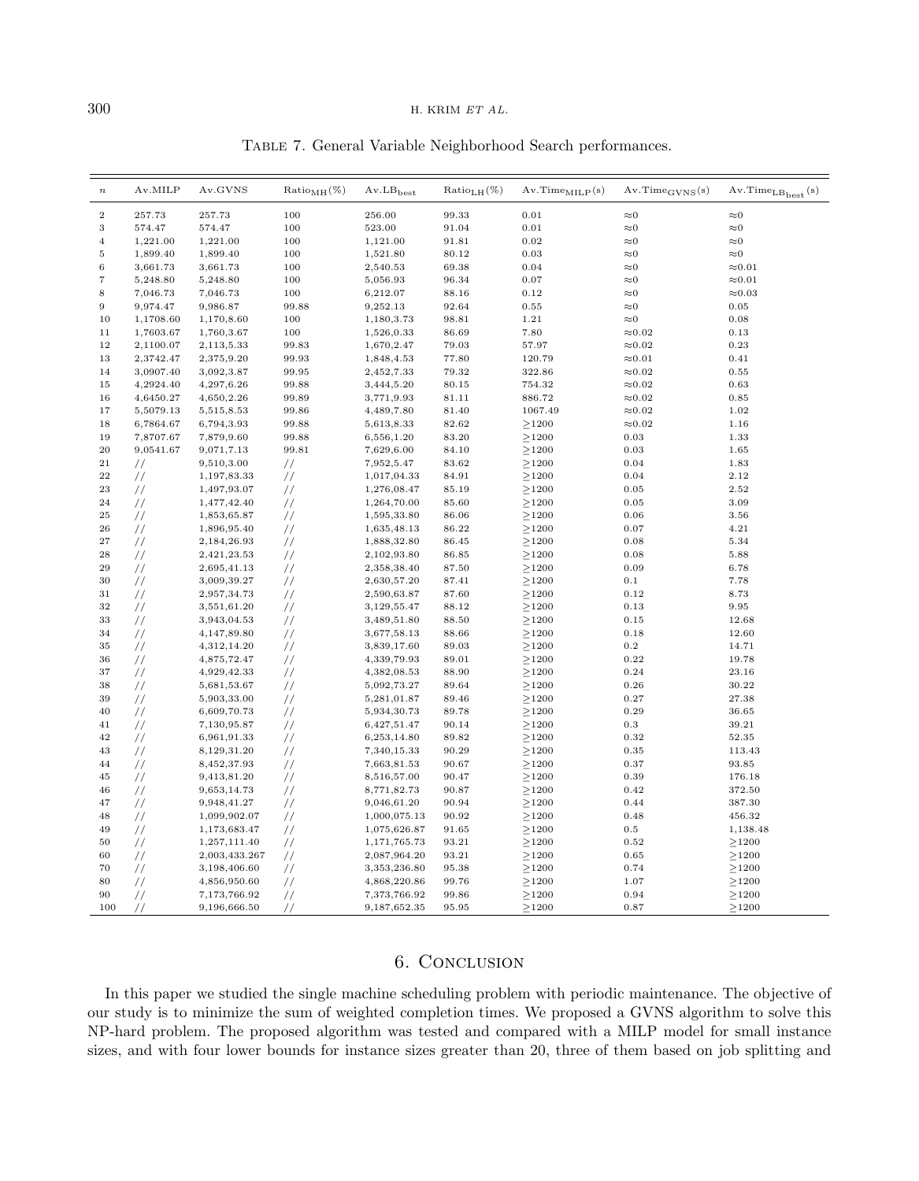Table 7. General Variable Neighborhood Search performances.

| $n$ | Av.MILP | Av.GVNS | $\text{Ratio}_{\text{MH}}$(%) | $\text{Av.LB}_{\text{best}}$ | $\text{Ratio}_{\text{LH}}$(%) | $\text{Av.Time}_{\text{MILP}}$(s) | $\text{Av.Time}_{\text{GVNS}}$(s) | $\text{Av.Time}_{\text{LB}_{\text{best}}}$(s) |
|---|---|---|---|---|---|---|---|---|
| 2 | 257.73 | 257.73 | 100 | 256.00 | 99.33 | 0.01 | ≈0 | ≈0 |
| 3 | 574.47 | 574.47 | 100 | 523.00 | 91.04 | 0.01 | ≈0 | ≈0 |
| 4 | 1,221.00 | 1,221.00 | 100 | 1,121.00 | 91.81 | 0.02 | ≈0 | ≈0 |
| 5 | 1,899.40 | 1,899.40 | 100 | 1,521.80 | 80.12 | 0.03 | ≈0 | ≈0 |
| 6 | 3,661.73 | 3,661.73 | 100 | 2,540.53 | 69.38 | 0.04 | ≈0 | ≈0.01 |
| 7 | 5,248.80 | 5,248.80 | 100 | 5,056.93 | 96.34 | 0.07 | ≈0 | ≈0.01 |
| 8 | 7,046.73 | 7,046.73 | 100 | 6,212.07 | 88.16 | 0.12 | ≈0 | ≈0.03 |
| 9 | 9,974.47 | 9,986.87 | 99.88 | 9,252.13 | 92.64 | 0.55 | ≈0 | 0.05 |
| 10 | 1,1708.60 | 1,170,8.60 | 100 | 1,180,3.73 | 98.81 | 1.21 | ≈0 | 0.08 |
| 11 | 1,7603.67 | 1,760,3.67 | 100 | 1,526,0.33 | 86.69 | 7.80 | ≈0.02 | 0.13 |
| 12 | 2,1100.07 | 2,113,5.33 | 99.83 | 1,670,2.47 | 79.03 | 57.97 | ≈0.02 | 0.23 |
| 13 | 2,3742.47 | 2,375,9.20 | 99.93 | 1,848,4.53 | 77.80 | 120.79 | ≈0.01 | 0.41 |
| 14 | 3,0907.40 | 3,092,3.87 | 99.95 | 2,452,7.33 | 79.32 | 322.86 | ≈0.02 | 0.55 |
| 15 | 4,2924.40 | 4,297,6.26 | 99.88 | 3,444,5.20 | 80.15 | 754.32 | ≈0.02 | 0.63 |
| 16 | 4,6450.27 | 4,650,2.26 | 99.89 | 3,771,9.93 | 81.11 | 886.72 | ≈0.02 | 0.85 |
| 17 | 5,5079.13 | 5,515,8.53 | 99.86 | 4,489,7.80 | 81.40 | 1067.49 | ≈0.02 | 1.02 |
| 18 | 6,7864.67 | 6,794,3.93 | 99.88 | 5,613,8.33 | 82.62 | ≥1200 | ≈0.02 | 1.16 |
| 19 | 7,8707.67 | 7,879,9.60 | 99.88 | 6,556,1.20 | 83.20 | ≥1200 | 0.03 | 1.33 |
| 20 | 9,0541.67 | 9,071,7.13 | 99.81 | 7,629,6.00 | 84.10 | ≥1200 | 0.03 | 1.65 |
| 21 | // | 9,510,3.00 | // | 7,952,5.47 | 83.62 | ≥1200 | 0.04 | 1.83 |
| 22 | // | 1,197,83.33 | // | 1,017,04.33 | 84.91 | ≥1200 | 0.04 | 2.12 |
| 23 | // | 1,497,93.07 | // | 1,276,08.47 | 85.19 | ≥1200 | 0.05 | 2.52 |
| 24 | // | 1,477,42.40 | // | 1,264,70.00 | 85.60 | ≥1200 | 0.05 | 3.09 |
| 25 | // | 1,853,65.87 | // | 1,595,33.80 | 86.06 | ≥1200 | 0.06 | 3.56 |
| 26 | // | 1,896,95.40 | // | 1,635,48.13 | 86.22 | ≥1200 | 0.07 | 4.21 |
| 27 | // | 2,184,26.93 | // | 1,888,32.80 | 86.45 | ≥1200 | 0.08 | 5.34 |
| 28 | // | 2,421,23.53 | // | 2,102,93.80 | 86.85 | ≥1200 | 0.08 | 5.88 |
| 29 | // | 2,695,41.13 | // | 2,358,38.40 | 87.50 | ≥1200 | 0.09 | 6.78 |
| 30 | // | 3,009,39.27 | // | 2,630,57.20 | 87.41 | ≥1200 | 0.1 | 7.78 |
| 31 | // | 2,957,34.73 | // | 2,590,63.87 | 87.60 | ≥1200 | 0.12 | 8.73 |
| 32 | // | 3,551,61.20 | // | 3,129,55.47 | 88.12 | ≥1200 | 0.13 | 9.95 |
| 33 | // | 3,943,04.53 | // | 3,489,51.80 | 88.50 | ≥1200 | 0.15 | 12.68 |
| 34 | // | 4,147,89.80 | // | 3,677,58.13 | 88.66 | ≥1200 | 0.18 | 12.60 |
| 35 | // | 4,312,14.20 | // | 3,839,17.60 | 89.03 | ≥1200 | 0.2 | 14.71 |
| 36 | // | 4,875,72.47 | // | 4,339,79.93 | 89.01 | ≥1200 | 0.22 | 19.78 |
| 37 | // | 4,929,42.33 | // | 4,382,08.53 | 88.90 | ≥1200 | 0.24 | 23.16 |
| 38 | // | 5,681,53.67 | // | 5,092,73.27 | 89.64 | ≥1200 | 0.26 | 30.22 |
| 39 | // | 5,903,33.00 | // | 5,281,01.87 | 89.46 | ≥1200 | 0.27 | 27.38 |
| 40 | // | 6,609,70.73 | // | 5,934,30.73 | 89.78 | ≥1200 | 0.29 | 36.65 |
| 41 | // | 7,130,95.87 | // | 6,427,51.47 | 90.14 | ≥1200 | 0.3 | 39.21 |
| 42 | // | 6,961,91.33 | // | 6,253,14.80 | 89.82 | ≥1200 | 0.32 | 52.35 |
| 43 | // | 8,129,31.20 | // | 7,340,15.33 | 90.29 | ≥1200 | 0.35 | 113.43 |
| 44 | // | 8,452,37.93 | // | 7,663,81.53 | 90.67 | ≥1200 | 0.37 | 93.85 |
| 45 | // | 9,413,81.20 | // | 8,516,57.00 | 90.47 | ≥1200 | 0.39 | 176.18 |
| 46 | // | 9,653,14.73 | // | 8,771,82.73 | 90.87 | ≥1200 | 0.42 | 372.50 |
| 47 | // | 9,948,41.27 | // | 9,046,61.20 | 90.94 | ≥1200 | 0.44 | 387.30 |
| 48 | // | 1,099,902.07 | // | 1,000,075.13 | 90.92 | ≥1200 | 0.48 | 456.32 |
| 49 | // | 1,173,683.47 | // | 1,075,626.87 | 91.65 | ≥1200 | 0.5 | 1,138.48 |
| 50 | // | 1,257,111.40 | // | 1,171,765.73 | 93.21 | ≥1200 | 0.52 | ≥1200 |
| 60 | // | 2,003,433.267 | // | 2,087,964.20 | 93.21 | ≥1200 | 0.65 | ≥1200 |
| 70 | // | 3,198,406.60 | // | 3,353,236.80 | 95.38 | ≥1200 | 0.74 | ≥1200 |
| 80 | // | 4,856,950.60 | // | 4,868,220.86 | 99.76 | ≥1200 | 1.07 | ≥1200 |
| 90 | // | 7,173,766.92 | // | 7,373,766.92 | 99.86 | ≥1200 | 0.94 | ≥1200 |
| 100 | // | 9,196,666.50 | // | 9,187,652.35 | 95.95 | ≥1200 | 0.87 | ≥1200 |

# 6. Conclusion

In this paper we studied the single machine scheduling problem with periodic maintenance. The objective of our study is to minimize the sum of weighted completion times. We proposed a GVNS algorithm to solve this NP-hard problem. The proposed algorithm was tested and compared with a MILP model for small instance sizes, and with four lower bounds for instance sizes greater than 20, three of them based on job splitting and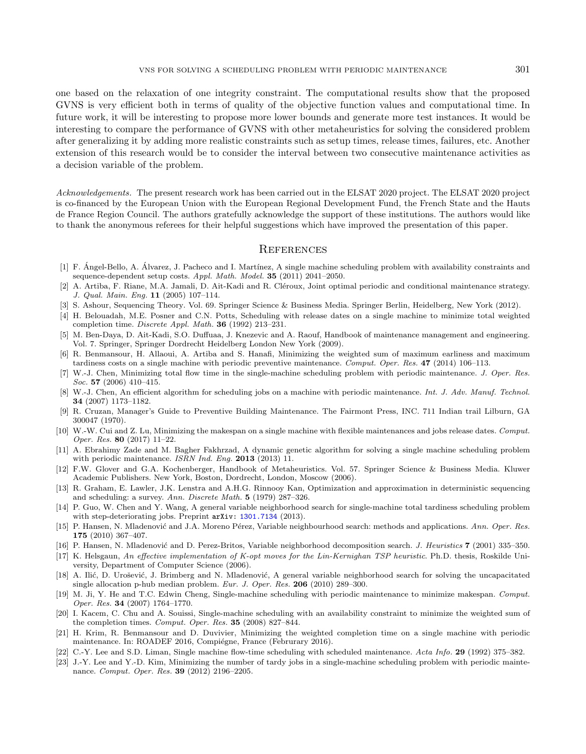one based on the relaxation of one integrity constraint. The computational results show that the proposed GVNS is very efficient both in terms of quality of the objective function values and computational time. In future work, it will be interesting to propose more lower bounds and generate more test instances. It would be interesting to compare the performance of GVNS with other metaheuristics for solving the considered problem after generalizing it by adding more realistic constraints such as setup times, release times, failures, etc. Another extension of this research would be to consider the interval between two consecutive maintenance activities as a decision variable of the problem.

*Acknowledgements.* The present research work has been carried out in the ELSAT 2020 project. The ELSAT 2020 project is co-financed by the European Union with the European Regional Development Fund, the French State and the Hauts de France Region Council. The authors gratefully acknowledge the support of these institutions. The authors would like to thank the anonymous referees for their helpful suggestions which have improved the presentation of this paper.

## References

[1] F. Ángel-Bello, A. Álvarez, J. Pacheco and I. Martínez, A single machine scheduling problem with availability constraints and sequence-dependent setup costs. *Appl. Math. Model.* **35** (2011) 2041–2050.

[2] A. Artiba, F. Riane, M.A. Jamali, D. Ait-Kadi and R. Cléroux, Joint optimal periodic and conditional maintenance strategy. *J. Qual. Main. Eng.* **11** (2005) 107–114.

[3] S. Ashour, Sequencing Theory. Vol. 69. Springer Science & Business Media. Springer Berlin, Heidelberg, New York (2012).

[4] H. Belouadah, M.E. Posner and C.N. Potts, Scheduling with release dates on a single machine to minimize total weighted completion time. *Discrete Appl. Math.* **36** (1992) 213–231.

[5] M. Ben-Daya, D. Ait-Kadi, S.O. Duffuaa, J. Knezevic and A. Raouf, Handbook of maintenance management and engineering. Vol. 7. Springer, Springer Dordrecht Heidelberg London New York (2009).

[6] R. Benmansour, H. Allaoui, A. Artiba and S. Hanafi, Minimizing the weighted sum of maximum earliness and maximum tardiness costs on a single machine with periodic preventive maintenance. *Comput. Oper. Res.* **47** (2014) 106–113.

[7] W.-J. Chen, Minimizing total flow time in the single-machine scheduling problem with periodic maintenance. *J. Oper. Res. Soc.* **57** (2006) 410–415.

[8] W.-J. Chen, An efficient algorithm for scheduling jobs on a machine with periodic maintenance. *Int. J. Adv. Manuf. Technol.* **34** (2007) 1173–1182.

[9] R. Cruzan, Manager's Guide to Preventive Building Maintenance. The Fairmont Press, INC. 711 Indian trail Lilburn, GA 300047 (1970).

[10] W.-W. Cui and Z. Lu, Minimizing the makespan on a single machine with flexible maintenances and jobs release dates. *Comput. Oper. Res.* **80** (2017) 11–22.

[11] A. Ebrahimy Zade and M. Bagher Fakhrzad, A dynamic genetic algorithm for solving a single machine scheduling problem with periodic maintenance. *ISRN Ind. Eng.* **2013** (2013) 11.

[12] F.W. Glover and G.A. Kochenberger, Handbook of Metaheuristics. Vol. 57. Springer Science & Business Media. Kluwer Academic Publishers. New York, Boston, Dordrecht, London, Moscow (2006).

[13] R. Graham, E. Lawler, J.K. Lenstra and A.H.G. Rinnooy Kan, Optimization and approximation in deterministic sequencing and scheduling: a survey. *Ann. Discrete Math.* **5** (1979) 287–326.

[14] P. Guo, W. Chen and Y. Wang, A general variable neighborhood search for single-machine total tardiness scheduling problem with step-deteriorating jobs. Preprint arXiv: 1301.7134 (2013).

[15] P. Hansen, N. Mladenović and J.A. Moreno Pérez, Variable neighbourhood search: methods and applications. *Ann. Oper. Res.* **175** (2010) 367–407.

[16] P. Hansen, N. Mladenović and D. Perez-Britos, Variable neighborhood decomposition search. *J. Heuristics* **7** (2001) 335–350.

[17] K. Helsgaun, *An effective implementation of K-opt moves for the Lin-Kernighan TSP heuristic*. Ph.D. thesis, Roskilde University, Department of Computer Science (2006).

[18] A. Ilić, D. Urošević, J. Brimberg and N. Mladenović, A general variable neighborhood search for solving the uncapacitated single allocation p-hub median problem. *Eur. J. Oper. Res.* **206** (2010) 289–300.

[19] M. Ji, Y. He and T.C. Edwin Cheng, Single-machine scheduling with periodic maintenance to minimize makespan. *Comput. Oper. Res.* **34** (2007) 1764–1770.

[20] I. Kacem, C. Chu and A. Souissi, Single-machine scheduling with an availability constraint to minimize the weighted sum of the completion times. *Comput. Oper. Res.* **35** (2008) 827–844.

[21] H. Krim, R. Benmansour and D. Duvivier, Minimizing the weighted completion time on a single machine with periodic maintenance. In: ROADEF 2016, Compiégne, France (Februrary 2016).

[22] C.-Y. Lee and S.D. Liman, Single machine flow-time scheduling with scheduled maintenance. *Acta Info.* **29** (1992) 375–382.

[23] J.-Y. Lee and Y.-D. Kim, Minimizing the number of tardy jobs in a single-machine scheduling problem with periodic maintenance. *Comput. Oper. Res.* **39** (2012) 2196–2205.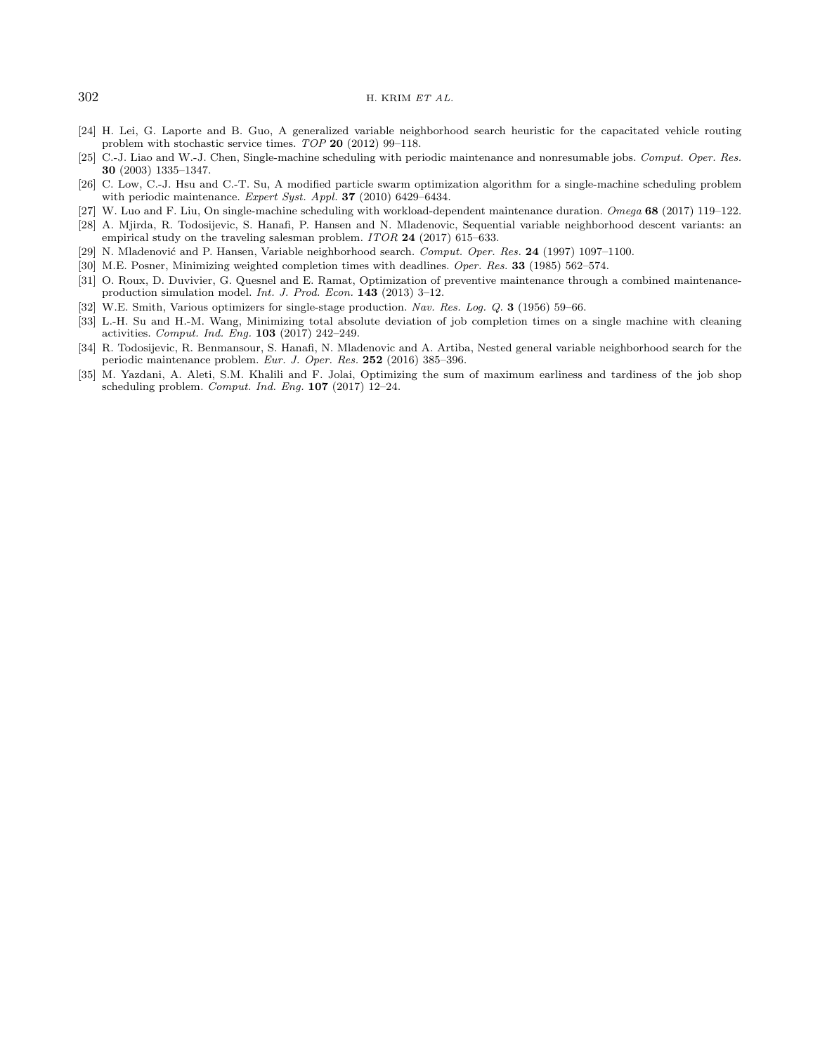[24] H. Lei, G. Laporte and B. Guo, A generalized variable neighborhood search heuristic for the capacitated vehicle routing problem with stochastic service times. *TOP* **20** (2012) 99–118.

[25] C.-J. Liao and W.-J. Chen, Single-machine scheduling with periodic maintenance and nonresumable jobs. *Comput. Oper. Res.* **30** (2003) 1335–1347.

[26] C. Low, C.-J. Hsu and C.-T. Su, A modified particle swarm optimization algorithm for a single-machine scheduling problem with periodic maintenance. *Expert Syst. Appl.* **37** (2010) 6429–6434.

[27] W. Luo and F. Liu, On single-machine scheduling with workload-dependent maintenance duration. *Omega* **68** (2017) 119–122.

[28] A. Mjirda, R. Todosijevic, S. Hanafi, P. Hansen and N. Mladenovic, Sequential variable neighborhood descent variants: an empirical study on the traveling salesman problem. *ITOR* **24** (2017) 615–633.

[29] N. Mladenović and P. Hansen, Variable neighborhood search. *Comput. Oper. Res.* **24** (1997) 1097–1100.

[30] M.E. Posner, Minimizing weighted completion times with deadlines. *Oper. Res.* **33** (1985) 562–574.

[31] O. Roux, D. Duvivier, G. Quesnel and E. Ramat, Optimization of preventive maintenance through a combined maintenance-production simulation model. *Int. J. Prod. Econ.* **143** (2013) 3–12.

[32] W.E. Smith, Various optimizers for single-stage production. *Nav. Res. Log. Q.* **3** (1956) 59–66.

[33] L.-H. Su and H.-M. Wang, Minimizing total absolute deviation of job completion times on a single machine with cleaning activities. *Comput. Ind. Eng.* **103** (2017) 242–249.

[34] R. Todosijevic, R. Benmansour, S. Hanafi, N. Mladenovic and A. Artiba, Nested general variable neighborhood search for the periodic maintenance problem. *Eur. J. Oper. Res.* **252** (2016) 385–396.

[35] M. Yazdani, A. Aleti, S.M. Khalili and F. Jolai, Optimizing the sum of maximum earliness and tardiness of the job shop scheduling problem. *Comput. Ind. Eng.* **107** (2017) 12–24.